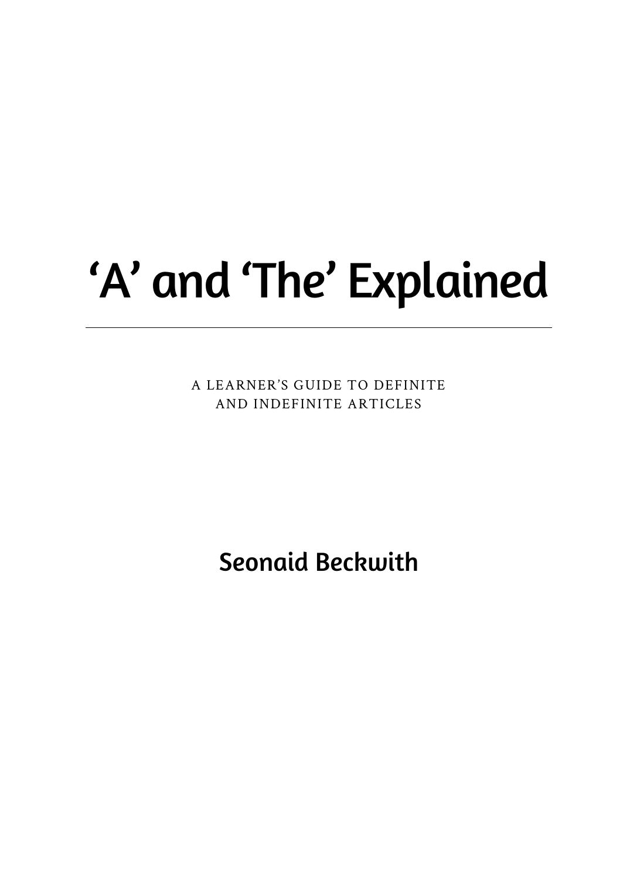# ‘A’ and ‘The’ Explained

---

A LEARNER’S GUIDE TO DEFINITE AND INDEFINITE ARTICLES

**Seonaid Beckwith**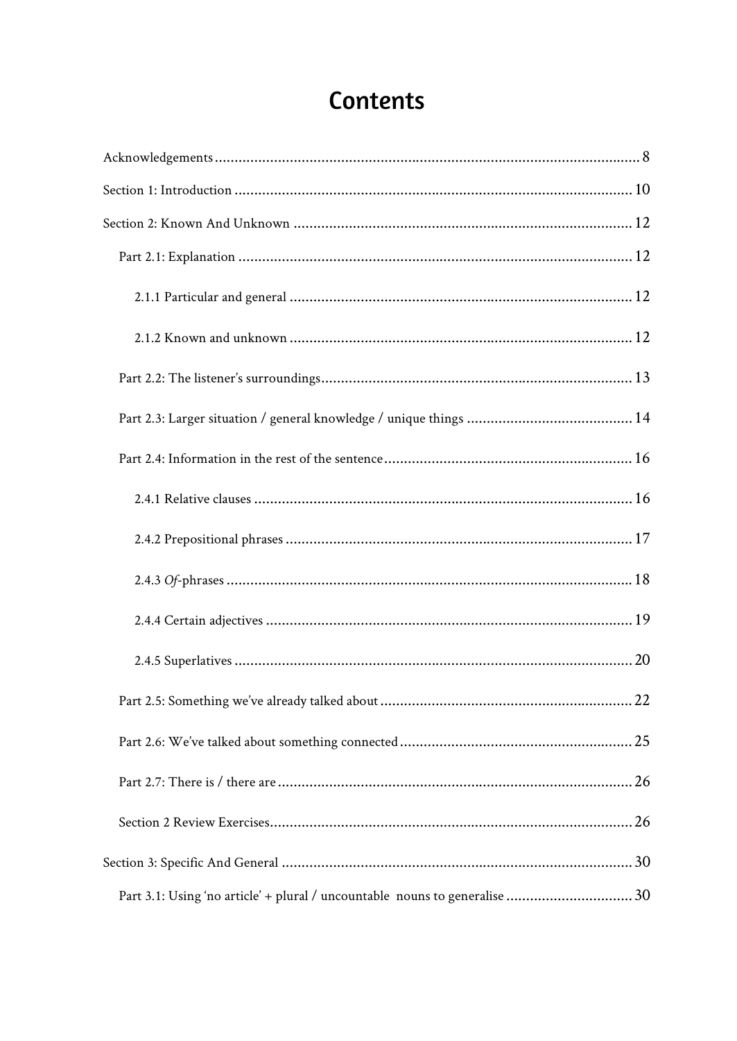# Contents

Acknowledgements ........ 8

Section 1: Introduction ........ 10

Section 2: Known And Unknown ........ 12

- Part 2.1: Explanation ........ 12
  - 2.1.1 Particular and general ........ 12
  - 2.1.2 Known and unknown ........ 12
- Part 2.2: The listener's surroundings ........ 13
- Part 2.3: Larger situation / general knowledge / unique things ........ 14
- Part 2.4: Information in the rest of the sentence ........ 16
  - 2.4.1 Relative clauses ........ 16
  - 2.4.2 Prepositional phrases ........ 17
  - 2.4.3 *Of*-phrases ........ 18
  - 2.4.4 Certain adjectives ........ 19
  - 2.4.5 Superlatives ........ 20
- Part 2.5: Something we've already talked about ........ 22
- Part 2.6: We've talked about something connected ........ 25
- Part 2.7: There is / there are ........ 26
- Section 2 Review Exercises ........ 26

Section 3: Specific And General ........ 30

- Part 3.1: Using 'no article' + plural / uncountable nouns to generalise ........ 30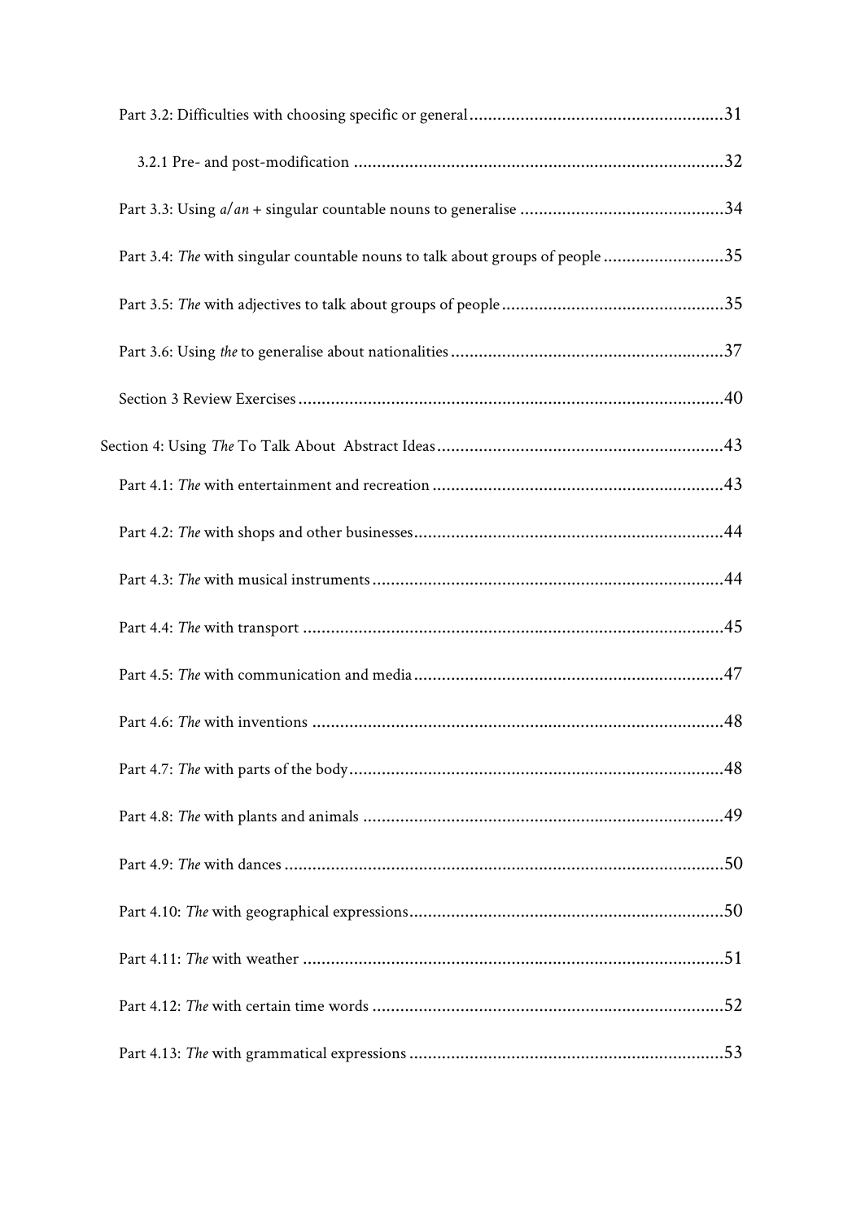Part 3.2: Difficulties with choosing specific or general ........................................................31

3.2.1 Pre- and post-modification ................................................................................32

Part 3.3: Using *a/an* + singular countable nouns to generalise ............................................34

Part 3.4: *The* with singular countable nouns to talk about groups of people ..........................35

Part 3.5: *The* with adjectives to talk about groups of people ................................................35

Part 3.6: Using *the* to generalise about nationalities ...........................................................37

Section 3 Review Exercises ...........................................................................................40

Section 4: Using *The* To Talk About Abstract Ideas ...............................................................43

Part 4.1: *The* with entertainment and recreation ...............................................................43

Part 4.2: *The* with shops and other businesses...................................................................44

Part 4.3: *The* with musical instruments ...........................................................................44

Part 4.4: *The* with transport ..........................................................................................45

Part 4.5: *The* with communication and media ..................................................................47

Part 4.6: *The* with inventions ........................................................................................48

Part 4.7: *The* with parts of the body ................................................................................48

Part 4.8: *The* with plants and animals .............................................................................49

Part 4.9: *The* with dances ..............................................................................................50

Part 4.10: *The* with geographical expressions...................................................................50

Part 4.11: *The* with weather ..........................................................................................51

Part 4.12: *The* with certain time words ............................................................................52

Part 4.13: *The* with grammatical expressions ...................................................................53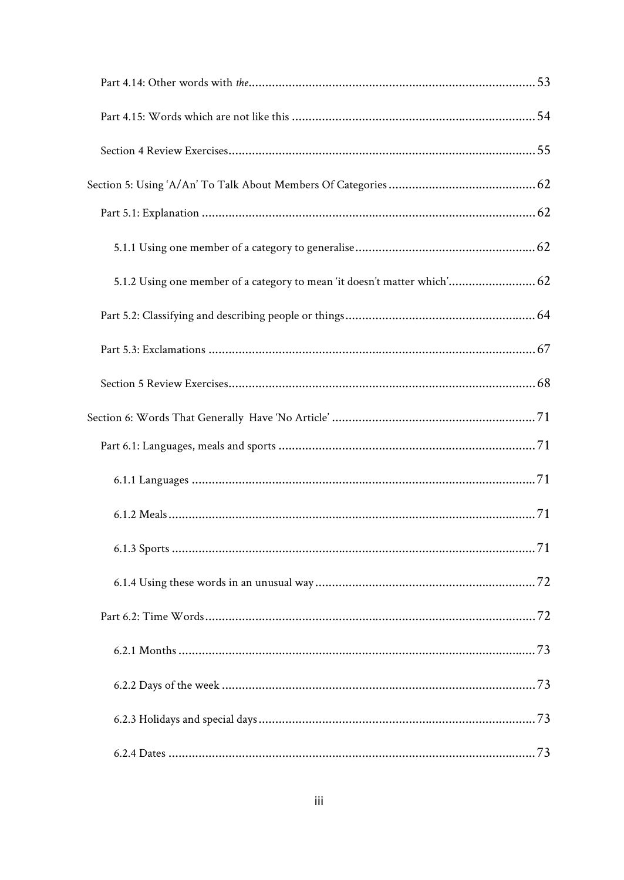Part 4.14: Other words with *the* ..................................................................................... 53

Part 4.15: Words which are not like this ........................................................................ 54

Section 4 Review Exercises .............................................................................................. 55

Section 5: Using 'A/An' To Talk About Members Of Categories ........................................... 62

Part 5.1: Explanation ..................................................................................................... 62

5.1.1 Using one member of a category to generalise ..................................................... 62

5.1.2 Using one member of a category to mean 'it doesn't matter which' ......................... 62

Part 5.2: Classifying and describing people or things ........................................................ 64

Part 5.3: Exclamations ................................................................................................... 67

Section 5 Review Exercises .............................................................................................. 68

Section 6: Words That Generally Have 'No Article' ............................................................ 71

Part 6.1: Languages, meals and sports ............................................................................ 71

6.1.1 Languages ........................................................................................................ 71

6.1.2 Meals ................................................................................................................ 71

6.1.3 Sports ............................................................................................................... 71

6.1.4 Using these words in an unusual way .................................................................. 72

Part 6.2: Time Words ..................................................................................................... 72

6.2.1 Months ............................................................................................................. 73

6.2.2 Days of the week ............................................................................................... 73

6.2.3 Holidays and special days .................................................................................. 73

6.2.4 Dates ................................................................................................................ 73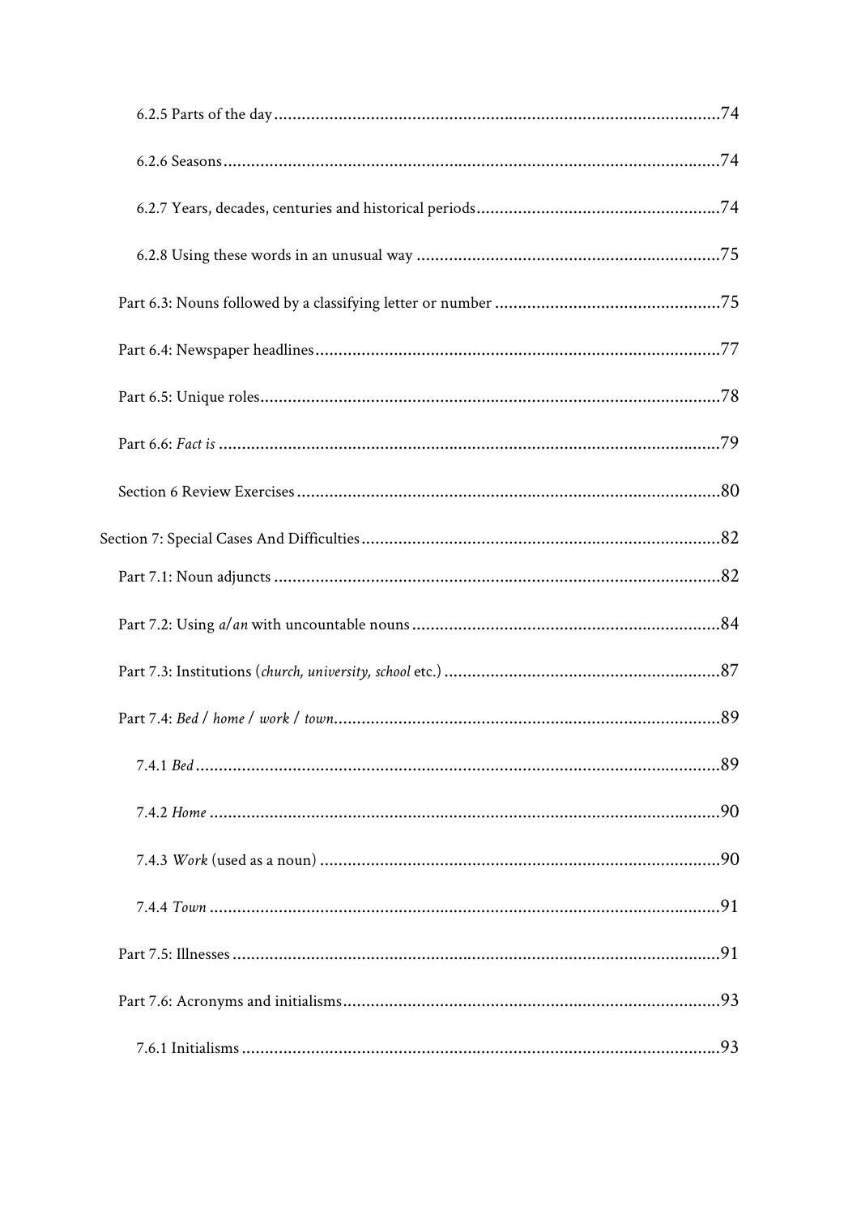6.2.5 Parts of the day ........................................................................................74

6.2.6 Seasons ........................................................................................74

6.2.7 Years, decades, centuries and historical periods ........................................................................................74

6.2.8 Using these words in an unusual way ........................................................................................75

Part 6.3: Nouns followed by a classifying letter or number ........................................................................................75

Part 6.4: Newspaper headlines ........................................................................................77

Part 6.5: Unique roles ........................................................................................78

Part 6.6: *Fact is* ........................................................................................79

Section 6 Review Exercises ........................................................................................80

Section 7: Special Cases And Difficulties ........................................................................................82

Part 7.1: Noun adjuncts ........................................................................................82

Part 7.2: Using *a/an* with uncountable nouns ........................................................................................84

Part 7.3: Institutions (*church, university, school* etc.) ........................................................................................87

Part 7.4: *Bed / home / work / town* ........................................................................................89

7.4.1 *Bed* ........................................................................................89

7.4.2 *Home* ........................................................................................90

7.4.3 *Work* (used as a noun) ........................................................................................90

7.4.4 *Town* ........................................................................................91

Part 7.5: Illnesses ........................................................................................91

Part 7.6: Acronyms and initialisms ........................................................................................93

7.6.1 Initialisms ........................................................................................93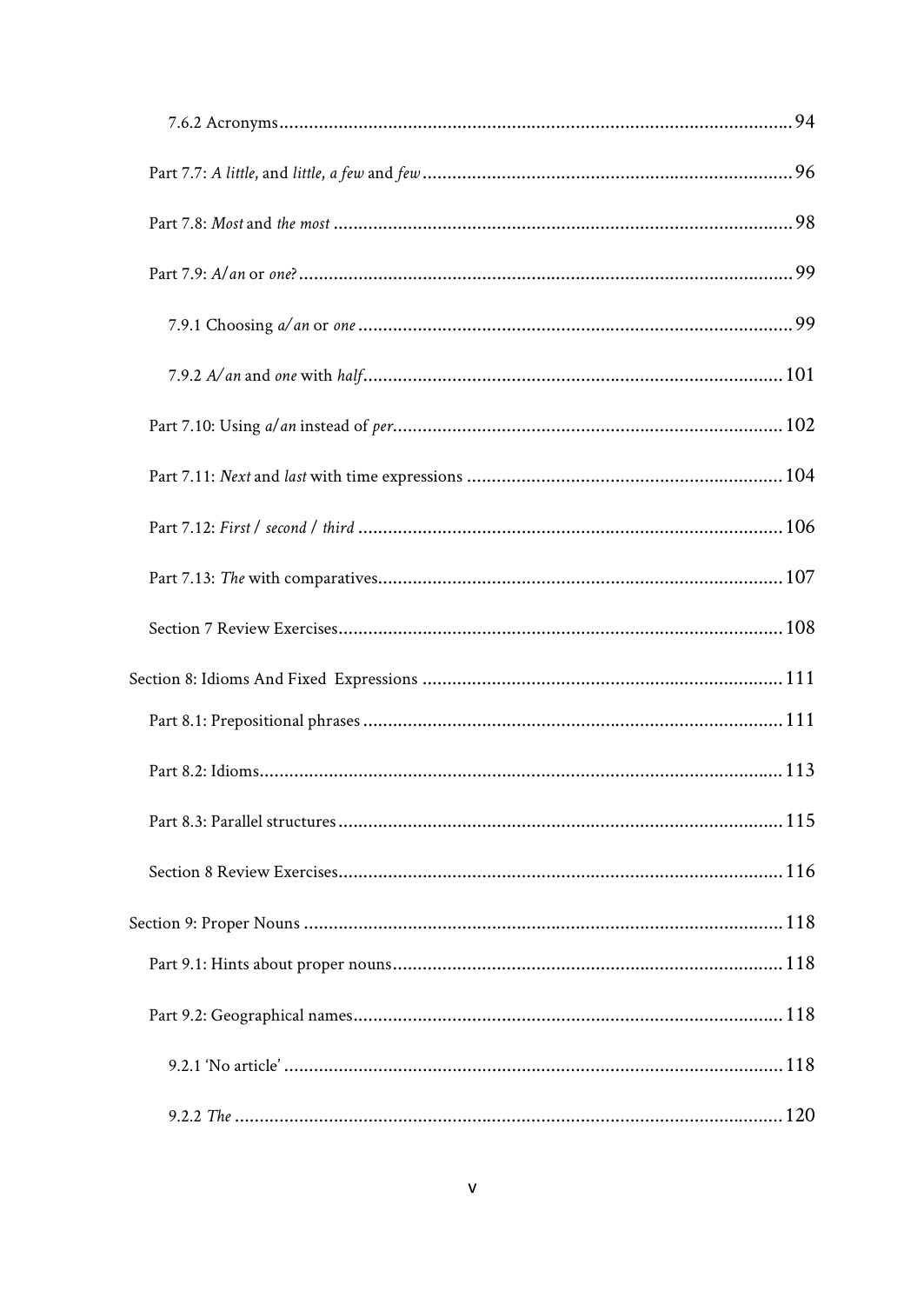7.6.2 Acronyms ........................................................................................................ 94

Part 7.7: *A little*, and *little*, *a few* and *few* ........................................................................... 96

Part 7.8: *Most* and *the most* ............................................................................................ 98

Part 7.9: *A/an* or *one?* ..................................................................................................... 99

7.9.1 Choosing *a/an* or *one* .......................................................................................... 99

7.9.2 *A/an* and *one* with *half* ....................................................................................... 101

Part 7.10: Using *a/an* instead of *per* ............................................................................. 102

Part 7.11: *Next* and *last* with time expressions ............................................................... 104

Part 7.12: *First / second / third* ..................................................................................... 106

Part 7.13: *The* with comparatives ................................................................................. 107

Section 7 Review Exercises ......................................................................................... 108

Section 8: Idioms And Fixed Expressions ........................................................................ 111

Part 8.1: Prepositional phrases .................................................................................... 111

Part 8.2: Idioms ......................................................................................................... 113

Part 8.3: Parallel structures ......................................................................................... 115

Section 8 Review Exercises ......................................................................................... 116

Section 9: Proper Nouns ............................................................................................... 118

Part 9.1: Hints about proper nouns ............................................................................. 118

Part 9.2: Geographical names ...................................................................................... 118

9.2.1 'No article' ........................................................................................................ 118

9.2.2 *The* ................................................................................................................. 120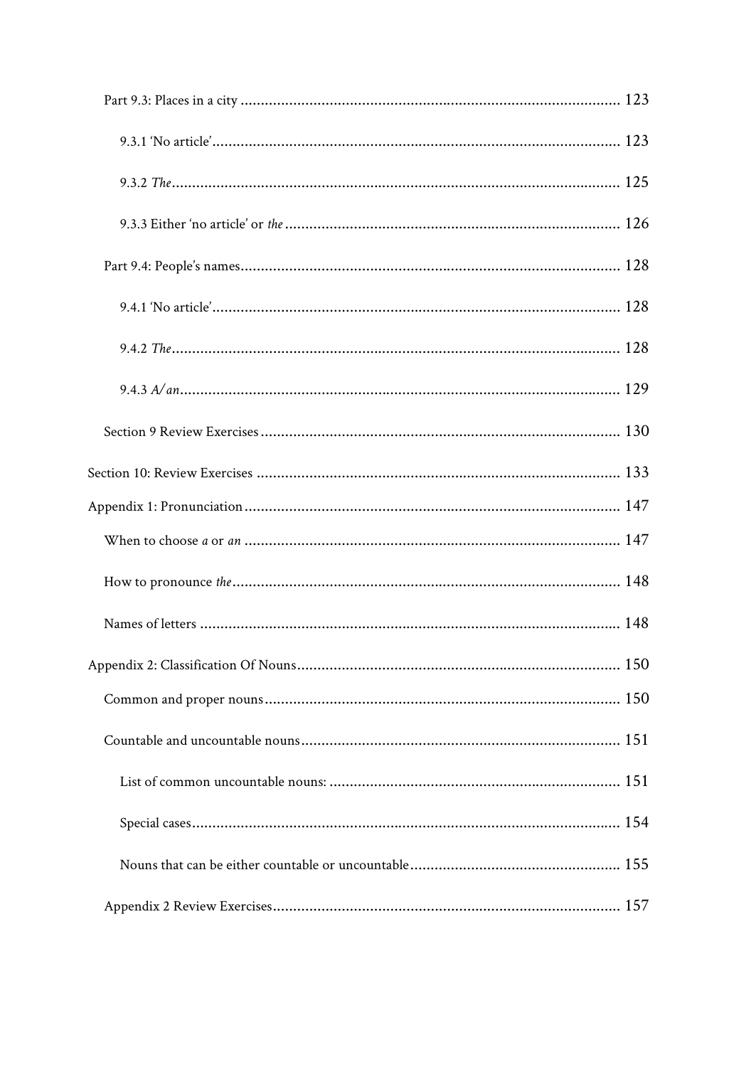Part 9.3: Places in a city ........................................................................................ 123

9.3.1 'No article' ........................................................................................ 123

9.3.2 *The* ........................................................................................ 125

9.3.3 Either 'no article' or *the* ........................................................................................ 126

Part 9.4: People's names ........................................................................................ 128

9.4.1 'No article' ........................................................................................ 128

9.4.2 *The* ........................................................................................ 128

9.4.3 *A/an* ........................................................................................ 129

Section 9 Review Exercises ........................................................................................ 130

Section 10: Review Exercises ........................................................................................ 133

Appendix 1: Pronunciation ........................................................................................ 147

When to choose *a* or *an* ........................................................................................ 147

How to pronounce *the* ........................................................................................ 148

Names of letters ........................................................................................ 148

Appendix 2: Classification Of Nouns ........................................................................................ 150

Common and proper nouns ........................................................................................ 150

Countable and uncountable nouns ........................................................................................ 151

List of common uncountable nouns: ........................................................................................ 151

Special cases ........................................................................................ 154

Nouns that can be either countable or uncountable ........................................................................................ 155

Appendix 2 Review Exercises ........................................................................................ 157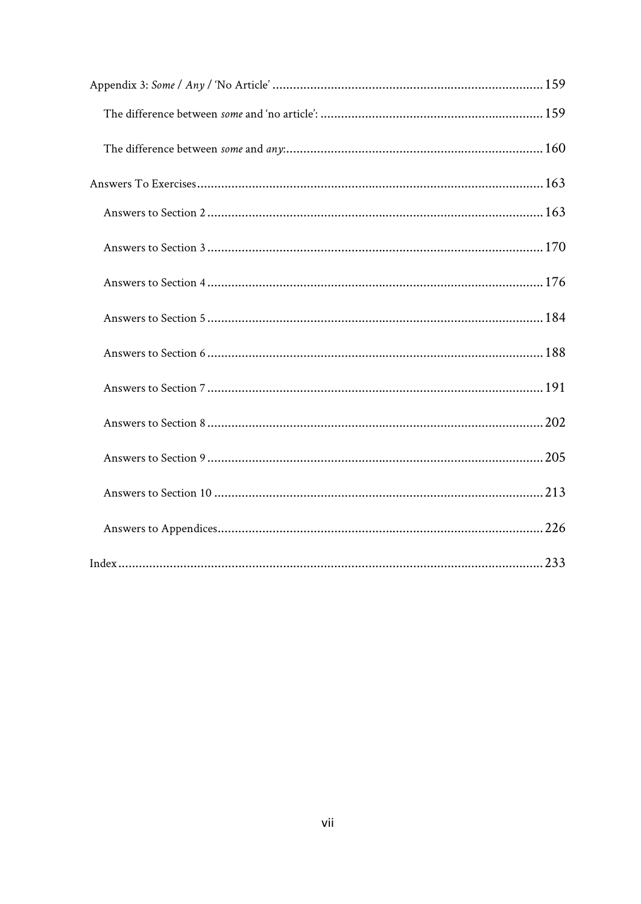Appendix 3: *Some* / *Any* / 'No Article' ........................................ 159

- The difference between *some* and 'no article': ........................................ 159
- The difference between *some* and *any*: ........................................ 160

Answers To Exercises ........................................ 163

- Answers to Section 2 ........................................ 163
- Answers to Section 3 ........................................ 170
- Answers to Section 4 ........................................ 176
- Answers to Section 5 ........................................ 184
- Answers to Section 6 ........................................ 188
- Answers to Section 7 ........................................ 191
- Answers to Section 8 ........................................ 202
- Answers to Section 9 ........................................ 205
- Answers to Section 10 ........................................ 213
- Answers to Appendices ........................................ 226

Index ........................................ 233